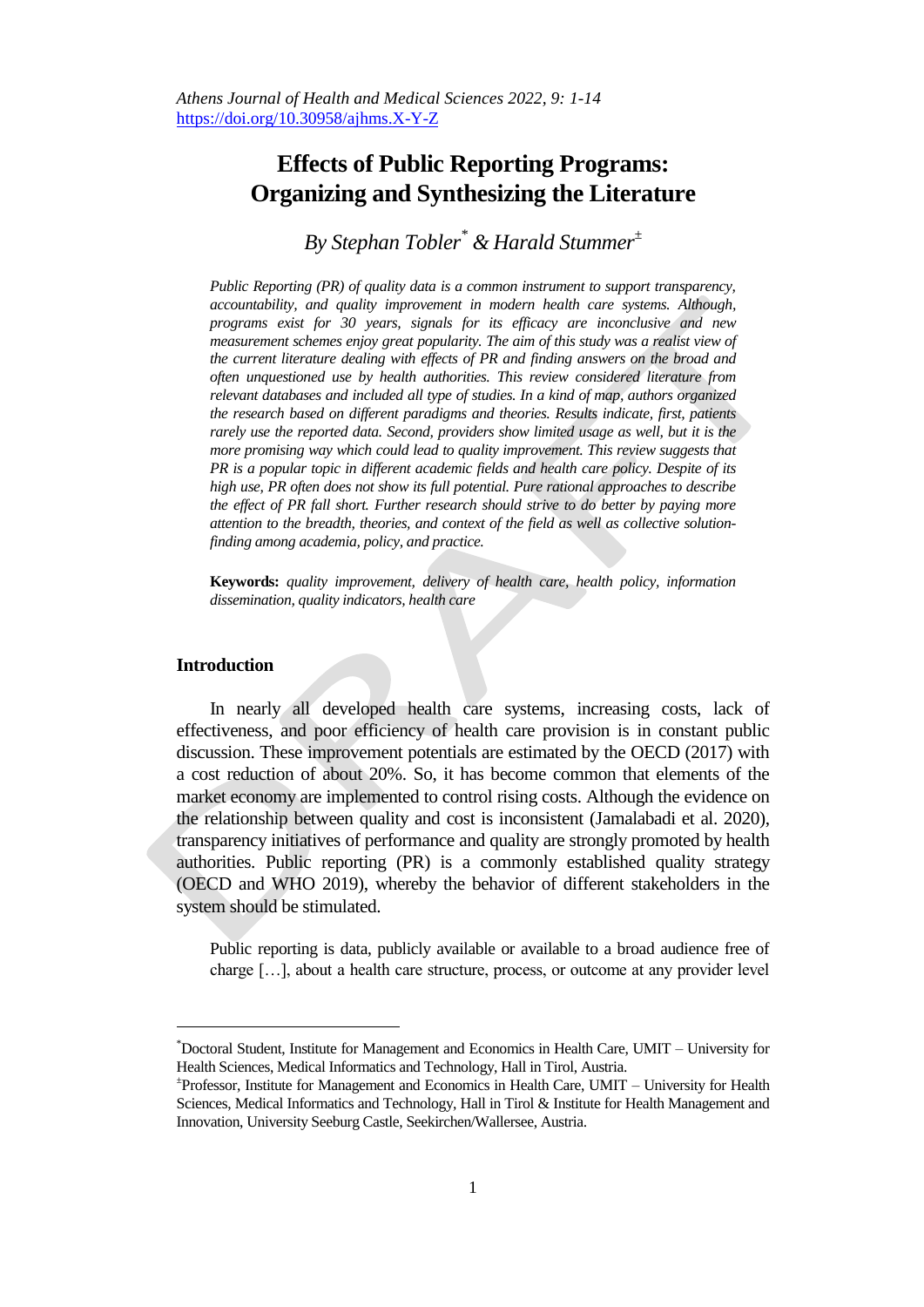# Effects of Public Reporting Programs: Organizing and Synthesizing the Literature

*By Stephan Tobler[*] & Harald Stummer[±]*

*Public Reporting (PR) of quality data is a common instrument to support transparency, accountability, and quality improvement in modern health care systems. Although, programs exist for 30 years, signals for its efficacy are inconclusive and new measurement schemes enjoy great popularity. The aim of this study was a realist view of the current literature dealing with effects of PR and finding answers on the broad and often unquestioned use by health authorities. This review considered literature from relevant databases and included all type of studies. In a kind of map, authors organized the research based on different paradigms and theories. Results indicate, first, patients rarely use the reported data. Second, providers show limited usage as well, but it is the more promising way which could lead to quality improvement. This review suggests that PR is a popular topic in different academic fields and health care policy. Despite of its high use, PR often does not show its full potential. Pure rational approaches to describe the effect of PR fall short. Further research should strive to do better by paying more attention to the breadth, theories, and context of the field as well as collective solution-finding among academia, policy, and practice.*

**Keywords:** *quality improvement, delivery of health care, health policy, information dissemination, quality indicators, health care*

## Introduction

In nearly all developed health care systems, increasing costs, lack of effectiveness, and poor efficiency of health care provision is in constant public discussion. These improvement potentials are estimated by the OECD (2017) with a cost reduction of about 20%. So, it has become common that elements of the market economy are implemented to control rising costs. Although the evidence on the relationship between quality and cost is inconsistent (Jamalabadi et al. 2020), transparency initiatives of performance and quality are strongly promoted by health authorities. Public reporting (PR) is a commonly established quality strategy (OECD and WHO 2019), whereby the behavior of different stakeholders in the system should be stimulated.

> Public reporting is data, publicly available or available to a broad audience free of charge […], about a health care structure, process, or outcome at any provider level

[*]Doctoral Student, Institute for Management and Economics in Health Care, UMIT – University for Health Sciences, Medical Informatics and Technology, Hall in Tirol, Austria.

[±]Professor, Institute for Management and Economics in Health Care, UMIT – University for Health Sciences, Medical Informatics and Technology, Hall in Tirol & Institute for Health Management and Innovation, University Seeburg Castle, Seekirchen/Wallersee, Austria.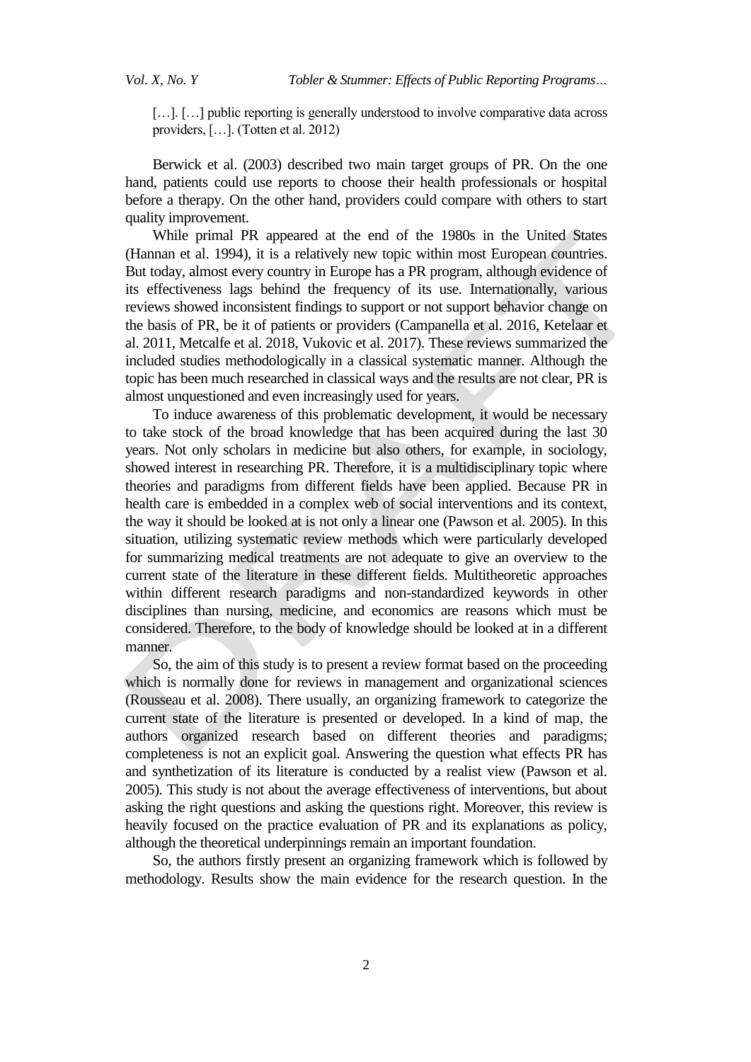> […]. […] public reporting is generally understood to involve comparative data across providers, […]. (Totten et al. 2012)

Berwick et al. (2003) described two main target groups of PR. On the one hand, patients could use reports to choose their health professionals or hospital before a therapy. On the other hand, providers could compare with others to start quality improvement.

While primal PR appeared at the end of the 1980s in the United States (Hannan et al. 1994), it is a relatively new topic within most European countries. But today, almost every country in Europe has a PR program, although evidence of its effectiveness lags behind the frequency of its use. Internationally, various reviews showed inconsistent findings to support or not support behavior change on the basis of PR, be it of patients or providers (Campanella et al. 2016, Ketelaar et al. 2011, Metcalfe et al. 2018, Vukovic et al. 2017). These reviews summarized the included studies methodologically in a classical systematic manner. Although the topic has been much researched in classical ways and the results are not clear, PR is almost unquestioned and even increasingly used for years.

To induce awareness of this problematic development, it would be necessary to take stock of the broad knowledge that has been acquired during the last 30 years. Not only scholars in medicine but also others, for example, in sociology, showed interest in researching PR. Therefore, it is a multidisciplinary topic where theories and paradigms from different fields have been applied. Because PR in health care is embedded in a complex web of social interventions and its context, the way it should be looked at is not only a linear one (Pawson et al. 2005). In this situation, utilizing systematic review methods which were particularly developed for summarizing medical treatments are not adequate to give an overview to the current state of the literature in these different fields. Multitheoretic approaches within different research paradigms and non-standardized keywords in other disciplines than nursing, medicine, and economics are reasons which must be considered. Therefore, to the body of knowledge should be looked at in a different manner.

So, the aim of this study is to present a review format based on the proceeding which is normally done for reviews in management and organizational sciences (Rousseau et al. 2008). There usually, an organizing framework to categorize the current state of the literature is presented or developed. In a kind of map, the authors organized research based on different theories and paradigms; completeness is not an explicit goal. Answering the question what effects PR has and synthetization of its literature is conducted by a realist view (Pawson et al. 2005). This study is not about the average effectiveness of interventions, but about asking the right questions and asking the questions right. Moreover, this review is heavily focused on the practice evaluation of PR and its explanations as policy, although the theoretical underpinnings remain an important foundation.

So, the authors firstly present an organizing framework which is followed by methodology. Results show the main evidence for the research question. In the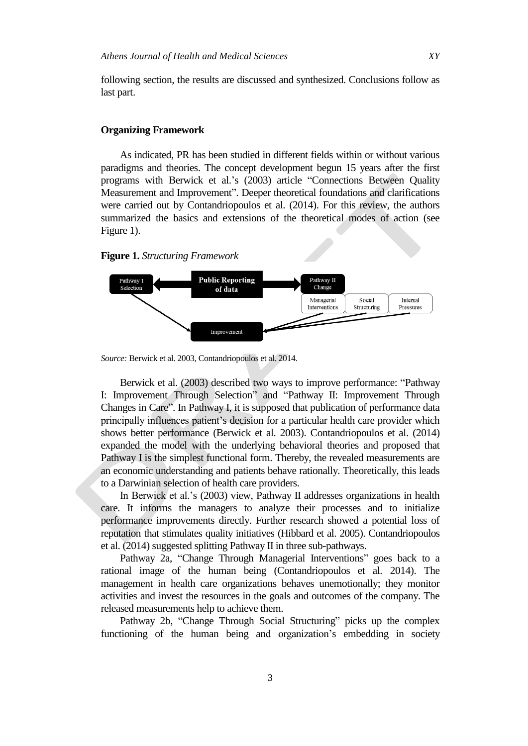following section, the results are discussed and synthesized. Conclusions follow as last part.

## Organizing Framework

As indicated, PR has been studied in different fields within or without various paradigms and theories. The concept development begun 15 years after the first programs with Berwick et al.'s (2003) article "Connections Between Quality Measurement and Improvement". Deeper theoretical foundations and clarifications were carried out by Contandriopoulos et al. (2014). For this review, the authors summarized the basics and extensions of the theoretical modes of action (see Figure 1).

**Figure 1.** *Structuring Framework*

Pathway I Selection | Public Reporting of data | Pathway II Change | Managerial Interventions | Social Structuring | Internal Pressures | Improvement

*Source:* Berwick et al. 2003, Contandriopoulos et al. 2014.

Berwick et al. (2003) described two ways to improve performance: "Pathway I: Improvement Through Selection" and "Pathway II: Improvement Through Changes in Care". In Pathway I, it is supposed that publication of performance data principally influences patient's decision for a particular health care provider which shows better performance (Berwick et al. 2003). Contandriopoulos et al. (2014) expanded the model with the underlying behavioral theories and proposed that Pathway I is the simplest functional form. Thereby, the revealed measurements are an economic understanding and patients behave rationally. Theoretically, this leads to a Darwinian selection of health care providers.

In Berwick et al.'s (2003) view, Pathway II addresses organizations in health care. It informs the managers to analyze their processes and to initialize performance improvements directly. Further research showed a potential loss of reputation that stimulates quality initiatives (Hibbard et al. 2005). Contandriopoulos et al. (2014) suggested splitting Pathway II in three sub-pathways.

Pathway 2a, "Change Through Managerial Interventions" goes back to a rational image of the human being (Contandriopoulos et al. 2014). The management in health care organizations behaves unemotionally; they monitor activities and invest the resources in the goals and outcomes of the company. The released measurements help to achieve them.

Pathway 2b, "Change Through Social Structuring" picks up the complex functioning of the human being and organization's embedding in society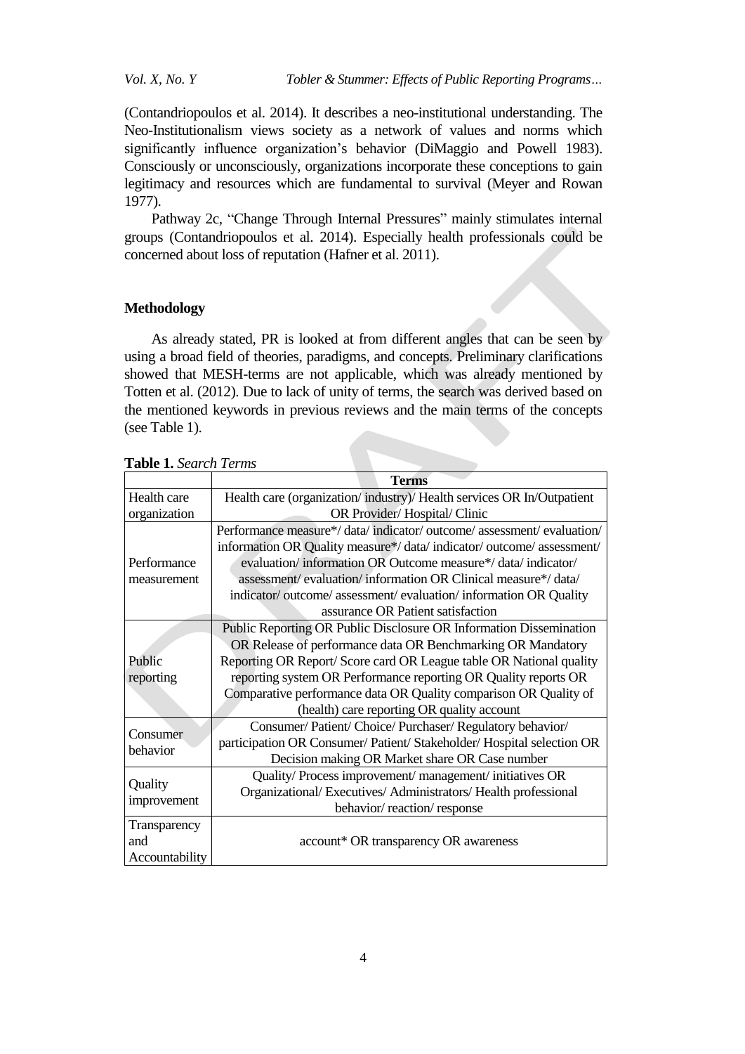(Contandriopoulos et al. 2014). It describes a neo-institutional understanding. The Neo-Institutionalism views society as a network of values and norms which significantly influence organization's behavior (DiMaggio and Powell 1983). Consciously or unconsciously, organizations incorporate these conceptions to gain legitimacy and resources which are fundamental to survival (Meyer and Rowan 1977).

Pathway 2c, "Change Through Internal Pressures" mainly stimulates internal groups (Contandriopoulos et al. 2014). Especially health professionals could be concerned about loss of reputation (Hafner et al. 2011).

## Methodology

As already stated, PR is looked at from different angles that can be seen by using a broad field of theories, paradigms, and concepts. Preliminary clarifications showed that MESH-terms are not applicable, which was already mentioned by Totten et al. (2012). Due to lack of unity of terms, the search was derived based on the mentioned keywords in previous reviews and the main terms of the concepts (see Table 1).

**Table 1.** *Search Terms*

| | **Terms** |
|---|---|
| Health care organization | Health care (organization/ industry)/ Health services OR In/Outpatient OR Provider/ Hospital/ Clinic |
| Performance measurement | Performance measure*/ data/ indicator/ outcome/ assessment/ evaluation/ information OR Quality measure*/ data/ indicator/ outcome/ assessment/ evaluation/ information OR Outcome measure*/ data/ indicator/ assessment/ evaluation/ information OR Clinical measure*/ data/ indicator/ outcome/ assessment/ evaluation/ information OR Quality assurance OR Patient satisfaction |
| Public reporting | Public Reporting OR Public Disclosure OR Information Dissemination OR Release of performance data OR Benchmarking OR Mandatory Reporting OR Report/ Score card OR League table OR National quality reporting system OR Performance reporting OR Quality reports OR Comparative performance data OR Quality comparison OR Quality of (health) care reporting OR quality account |
| Consumer behavior | Consumer/ Patient/ Choice/ Purchaser/ Regulatory behavior/ participation OR Consumer/ Patient/ Stakeholder/ Hospital selection OR Decision making OR Market share OR Case number |
| Quality improvement | Quality/ Process improvement/ management/ initiatives OR Organizational/ Executives/ Administrators/ Health professional behavior/ reaction/ response |
| Transparency and Accountability | account* OR transparency OR awareness |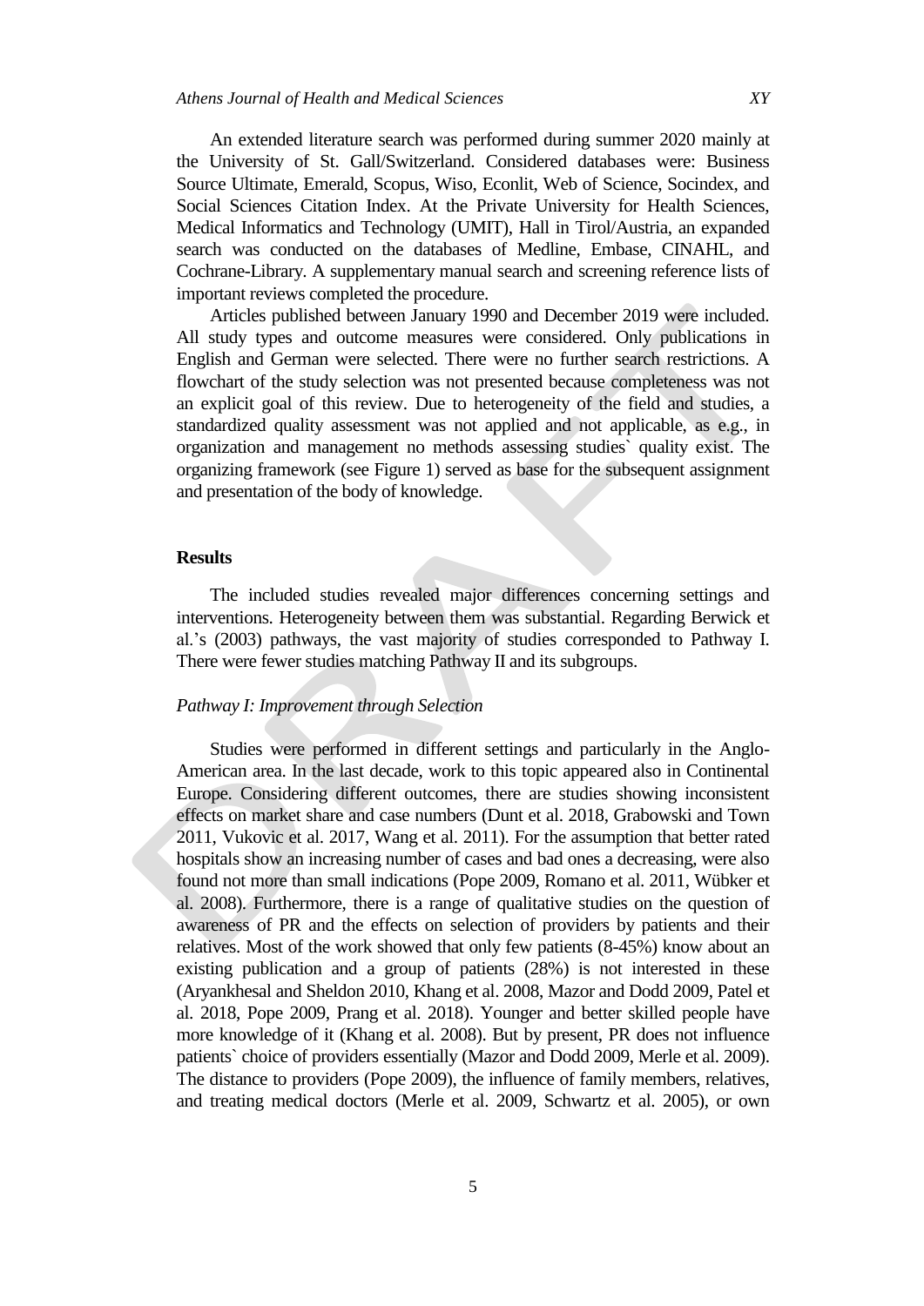An extended literature search was performed during summer 2020 mainly at the University of St. Gall/Switzerland. Considered databases were: Business Source Ultimate, Emerald, Scopus, Wiso, Econlit, Web of Science, Socindex, and Social Sciences Citation Index. At the Private University for Health Sciences, Medical Informatics and Technology (UMIT), Hall in Tirol/Austria, an expanded search was conducted on the databases of Medline, Embase, CINAHL, and Cochrane-Library. A supplementary manual search and screening reference lists of important reviews completed the procedure.

Articles published between January 1990 and December 2019 were included. All study types and outcome measures were considered. Only publications in English and German were selected. There were no further search restrictions. A flowchart of the study selection was not presented because completeness was not an explicit goal of this review. Due to heterogeneity of the field and studies, a standardized quality assessment was not applied and not applicable, as e.g., in organization and management no methods assessing studies` quality exist. The organizing framework (see Figure 1) served as base for the subsequent assignment and presentation of the body of knowledge.

## Results

The included studies revealed major differences concerning settings and interventions. Heterogeneity between them was substantial. Regarding Berwick et al.'s (2003) pathways, the vast majority of studies corresponded to Pathway I. There were fewer studies matching Pathway II and its subgroups.

### *Pathway I: Improvement through Selection*

Studies were performed in different settings and particularly in the Anglo-American area. In the last decade, work to this topic appeared also in Continental Europe. Considering different outcomes, there are studies showing inconsistent effects on market share and case numbers (Dunt et al. 2018, Grabowski and Town 2011, Vukovic et al. 2017, Wang et al. 2011). For the assumption that better rated hospitals show an increasing number of cases and bad ones a decreasing, were also found not more than small indications (Pope 2009, Romano et al. 2011, Wübker et al. 2008). Furthermore, there is a range of qualitative studies on the question of awareness of PR and the effects on selection of providers by patients and their relatives. Most of the work showed that only few patients (8-45%) know about an existing publication and a group of patients (28%) is not interested in these (Aryankhesal and Sheldon 2010, Khang et al. 2008, Mazor and Dodd 2009, Patel et al. 2018, Pope 2009, Prang et al. 2018). Younger and better skilled people have more knowledge of it (Khang et al. 2008). But by present, PR does not influence patients` choice of providers essentially (Mazor and Dodd 2009, Merle et al. 2009). The distance to providers (Pope 2009), the influence of family members, relatives, and treating medical doctors (Merle et al. 2009, Schwartz et al. 2005), or own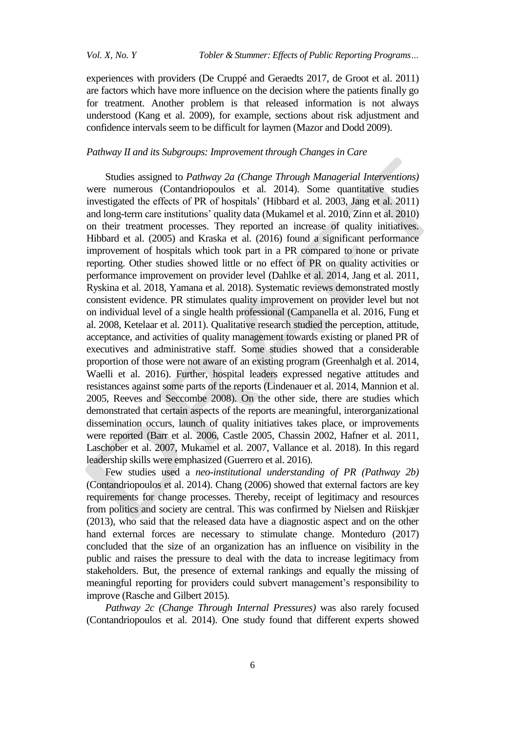experiences with providers (De Cruppé and Geraedts 2017, de Groot et al. 2011) are factors which have more influence on the decision where the patients finally go for treatment. Another problem is that released information is not always understood (Kang et al. 2009), for example, sections about risk adjustment and confidence intervals seem to be difficult for laymen (Mazor and Dodd 2009).

### *Pathway II and its Subgroups: Improvement through Changes in Care*

Studies assigned to *Pathway 2a (Change Through Managerial Interventions)* were numerous (Contandriopoulos et al. 2014). Some quantitative studies investigated the effects of PR of hospitals' (Hibbard et al. 2003, Jang et al. 2011) and long-term care institutions' quality data (Mukamel et al. 2010, Zinn et al. 2010) on their treatment processes. They reported an increase of quality initiatives. Hibbard et al. (2005) and Kraska et al. (2016) found a significant performance improvement of hospitals which took part in a PR compared to none or private reporting. Other studies showed little or no effect of PR on quality activities or performance improvement on provider level (Dahlke et al. 2014, Jang et al. 2011, Ryskina et al. 2018, Yamana et al. 2018). Systematic reviews demonstrated mostly consistent evidence. PR stimulates quality improvement on provider level but not on individual level of a single health professional (Campanella et al. 2016, Fung et al. 2008, Ketelaar et al. 2011). Qualitative research studied the perception, attitude, acceptance, and activities of quality management towards existing or planed PR of executives and administrative staff. Some studies showed that a considerable proportion of those were not aware of an existing program (Greenhalgh et al. 2014, Waelli et al. 2016). Further, hospital leaders expressed negative attitudes and resistances against some parts of the reports (Lindenauer et al. 2014, Mannion et al. 2005, Reeves and Seccombe 2008). On the other side, there are studies which demonstrated that certain aspects of the reports are meaningful, interorganizational dissemination occurs, launch of quality initiatives takes place, or improvements were reported (Barr et al. 2006, Castle 2005, Chassin 2002, Hafner et al. 2011, Laschober et al. 2007, Mukamel et al. 2007, Vallance et al. 2018). In this regard leadership skills were emphasized (Guerrero et al. 2016).

Few studies used a *neo-institutional understanding of PR (Pathway 2b)* (Contandriopoulos et al. 2014). Chang (2006) showed that external factors are key requirements for change processes. Thereby, receipt of legitimacy and resources from politics and society are central. This was confirmed by Nielsen and Riiskjær (2013), who said that the released data have a diagnostic aspect and on the other hand external forces are necessary to stimulate change. Monteduro (2017) concluded that the size of an organization has an influence on visibility in the public and raises the pressure to deal with the data to increase legitimacy from stakeholders. But, the presence of external rankings and equally the missing of meaningful reporting for providers could subvert management's responsibility to improve (Rasche and Gilbert 2015).

*Pathway 2c (Change Through Internal Pressures)* was also rarely focused (Contandriopoulos et al. 2014). One study found that different experts showed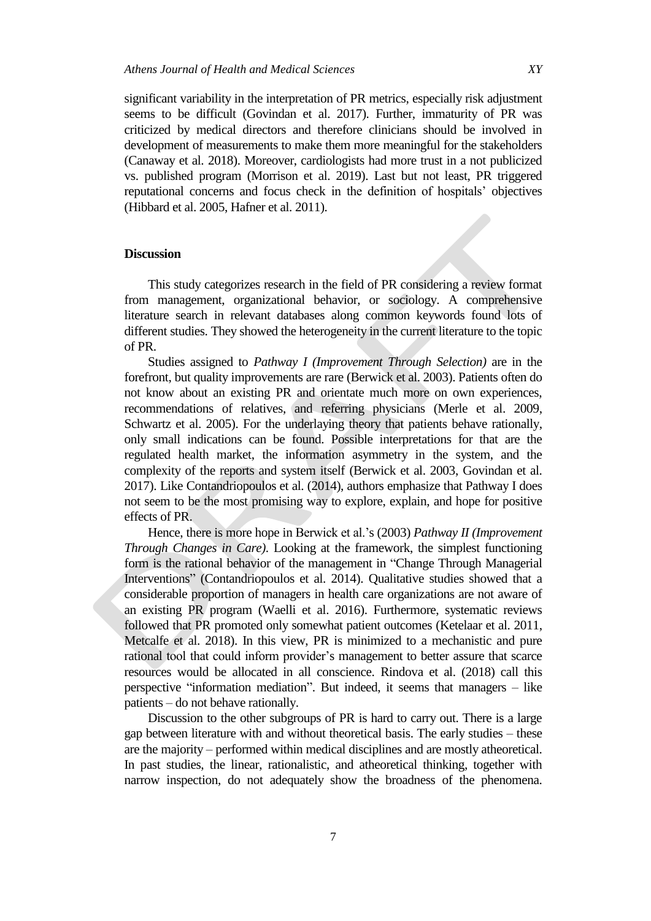significant variability in the interpretation of PR metrics, especially risk adjustment seems to be difficult (Govindan et al. 2017). Further, immaturity of PR was criticized by medical directors and therefore clinicians should be involved in development of measurements to make them more meaningful for the stakeholders (Canaway et al. 2018). Moreover, cardiologists had more trust in a not publicized vs. published program (Morrison et al. 2019). Last but not least, PR triggered reputational concerns and focus check in the definition of hospitals' objectives (Hibbard et al. 2005, Hafner et al. 2011).

## Discussion

This study categorizes research in the field of PR considering a review format from management, organizational behavior, or sociology. A comprehensive literature search in relevant databases along common keywords found lots of different studies. They showed the heterogeneity in the current literature to the topic of PR.

Studies assigned to *Pathway I (Improvement Through Selection)* are in the forefront, but quality improvements are rare (Berwick et al. 2003). Patients often do not know about an existing PR and orientate much more on own experiences, recommendations of relatives, and referring physicians (Merle et al. 2009, Schwartz et al. 2005). For the underlaying theory that patients behave rationally, only small indications can be found. Possible interpretations for that are the regulated health market, the information asymmetry in the system, and the complexity of the reports and system itself (Berwick et al. 2003, Govindan et al. 2017). Like Contandriopoulos et al. (2014), authors emphasize that Pathway I does not seem to be the most promising way to explore, explain, and hope for positive effects of PR.

Hence, there is more hope in Berwick et al.'s (2003) *Pathway II (Improvement Through Changes in Care)*. Looking at the framework, the simplest functioning form is the rational behavior of the management in "Change Through Managerial Interventions" (Contandriopoulos et al. 2014). Qualitative studies showed that a considerable proportion of managers in health care organizations are not aware of an existing PR program (Waelli et al. 2016). Furthermore, systematic reviews followed that PR promoted only somewhat patient outcomes (Ketelaar et al. 2011, Metcalfe et al. 2018). In this view, PR is minimized to a mechanistic and pure rational tool that could inform provider's management to better assure that scarce resources would be allocated in all conscience. Rindova et al. (2018) call this perspective "information mediation". But indeed, it seems that managers – like patients – do not behave rationally.

Discussion to the other subgroups of PR is hard to carry out. There is a large gap between literature with and without theoretical basis. The early studies – these are the majority – performed within medical disciplines and are mostly atheoretical. In past studies, the linear, rationalistic, and atheoretical thinking, together with narrow inspection, do not adequately show the broadness of the phenomena.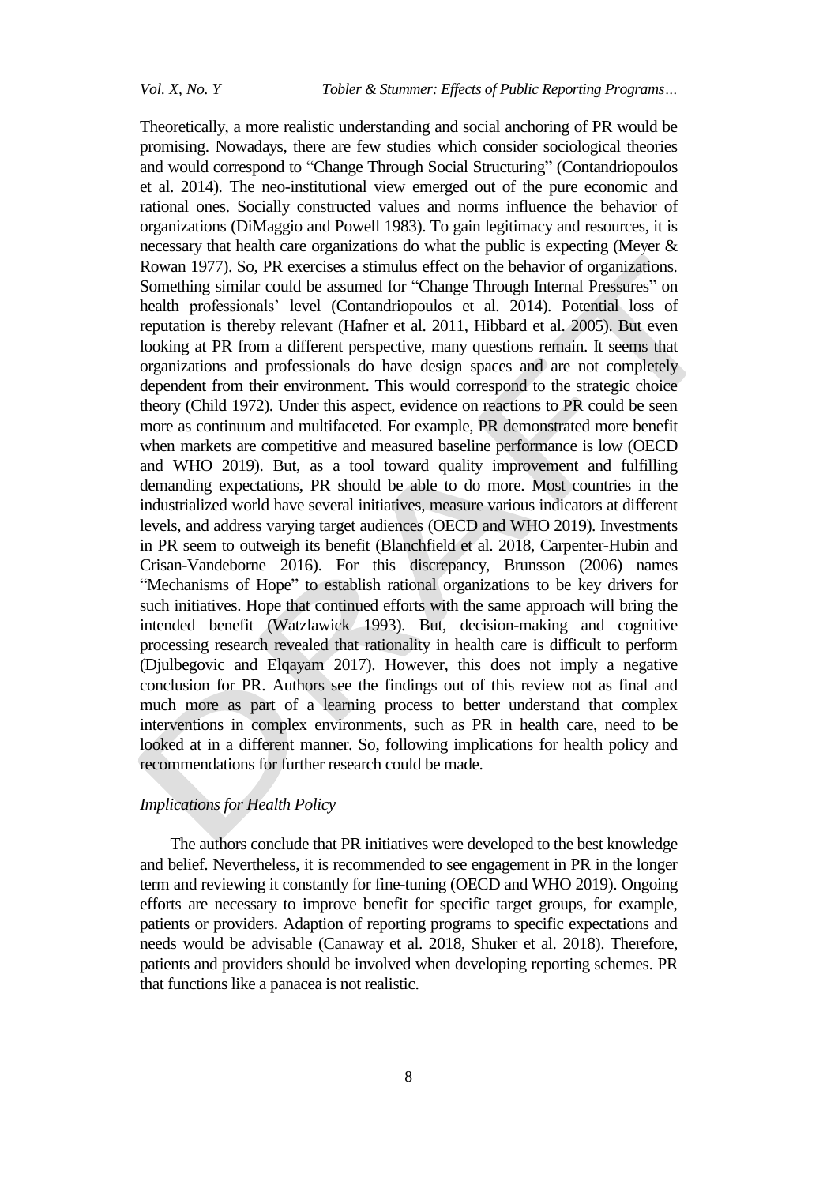Theoretically, a more realistic understanding and social anchoring of PR would be promising. Nowadays, there are few studies which consider sociological theories and would correspond to "Change Through Social Structuring" (Contandriopoulos et al. 2014). The neo-institutional view emerged out of the pure economic and rational ones. Socially constructed values and norms influence the behavior of organizations (DiMaggio and Powell 1983). To gain legitimacy and resources, it is necessary that health care organizations do what the public is expecting (Meyer & Rowan 1977). So, PR exercises a stimulus effect on the behavior of organizations. Something similar could be assumed for "Change Through Internal Pressures" on health professionals' level (Contandriopoulos et al. 2014). Potential loss of reputation is thereby relevant (Hafner et al. 2011, Hibbard et al. 2005). But even looking at PR from a different perspective, many questions remain. It seems that organizations and professionals do have design spaces and are not completely dependent from their environment. This would correspond to the strategic choice theory (Child 1972). Under this aspect, evidence on reactions to PR could be seen more as continuum and multifaceted. For example, PR demonstrated more benefit when markets are competitive and measured baseline performance is low (OECD and WHO 2019). But, as a tool toward quality improvement and fulfilling demanding expectations, PR should be able to do more. Most countries in the industrialized world have several initiatives, measure various indicators at different levels, and address varying target audiences (OECD and WHO 2019). Investments in PR seem to outweigh its benefit (Blanchfield et al. 2018, Carpenter-Hubin and Crisan-Vandeborne 2016). For this discrepancy, Brunsson (2006) names "Mechanisms of Hope" to establish rational organizations to be key drivers for such initiatives. Hope that continued efforts with the same approach will bring the intended benefit (Watzlawick 1993). But, decision-making and cognitive processing research revealed that rationality in health care is difficult to perform (Djulbegovic and Elqayam 2017). However, this does not imply a negative conclusion for PR. Authors see the findings out of this review not as final and much more as part of a learning process to better understand that complex interventions in complex environments, such as PR in health care, need to be looked at in a different manner. So, following implications for health policy and recommendations for further research could be made.

### *Implications for Health Policy*

The authors conclude that PR initiatives were developed to the best knowledge and belief. Nevertheless, it is recommended to see engagement in PR in the longer term and reviewing it constantly for fine-tuning (OECD and WHO 2019). Ongoing efforts are necessary to improve benefit for specific target groups, for example, patients or providers. Adaption of reporting programs to specific expectations and needs would be advisable (Canaway et al. 2018, Shuker et al. 2018). Therefore, patients and providers should be involved when developing reporting schemes. PR that functions like a panacea is not realistic.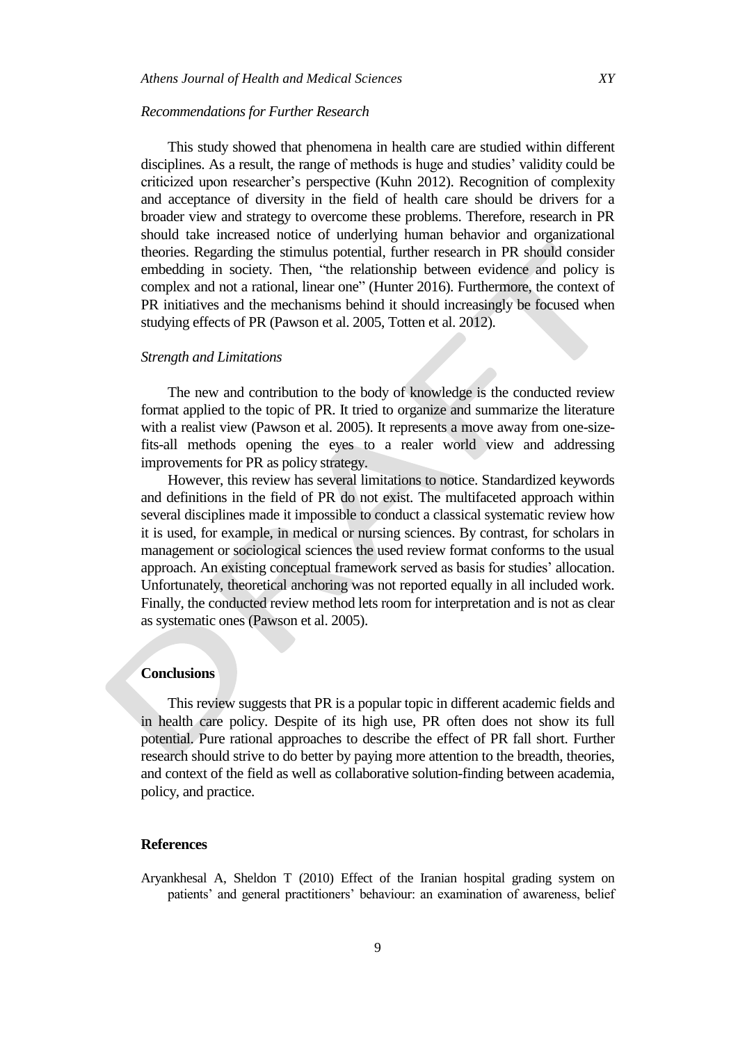*Recommendations for Further Research*

This study showed that phenomena in health care are studied within different disciplines. As a result, the range of methods is huge and studies' validity could be criticized upon researcher's perspective (Kuhn 2012). Recognition of complexity and acceptance of diversity in the field of health care should be drivers for a broader view and strategy to overcome these problems. Therefore, research in PR should take increased notice of underlying human behavior and organizational theories. Regarding the stimulus potential, further research in PR should consider embedding in society. Then, "the relationship between evidence and policy is complex and not a rational, linear one" (Hunter 2016). Furthermore, the context of PR initiatives and the mechanisms behind it should increasingly be focused when studying effects of PR (Pawson et al. 2005, Totten et al. 2012).

*Strength and Limitations*

The new and contribution to the body of knowledge is the conducted review format applied to the topic of PR. It tried to organize and summarize the literature with a realist view (Pawson et al. 2005). It represents a move away from one-size-fits-all methods opening the eyes to a realer world view and addressing improvements for PR as policy strategy.

However, this review has several limitations to notice. Standardized keywords and definitions in the field of PR do not exist. The multifaceted approach within several disciplines made it impossible to conduct a classical systematic review how it is used, for example, in medical or nursing sciences. By contrast, for scholars in management or sociological sciences the used review format conforms to the usual approach. An existing conceptual framework served as basis for studies' allocation. Unfortunately, theoretical anchoring was not reported equally in all included work. Finally, the conducted review method lets room for interpretation and is not as clear as systematic ones (Pawson et al. 2005).

## Conclusions

This review suggests that PR is a popular topic in different academic fields and in health care policy. Despite of its high use, PR often does not show its full potential. Pure rational approaches to describe the effect of PR fall short. Further research should strive to do better by paying more attention to the breadth, theories, and context of the field as well as collaborative solution-finding between academia, policy, and practice.

## References

Aryankhesal A, Sheldon T (2010) Effect of the Iranian hospital grading system on patients' and general practitioners' behaviour: an examination of awareness, belief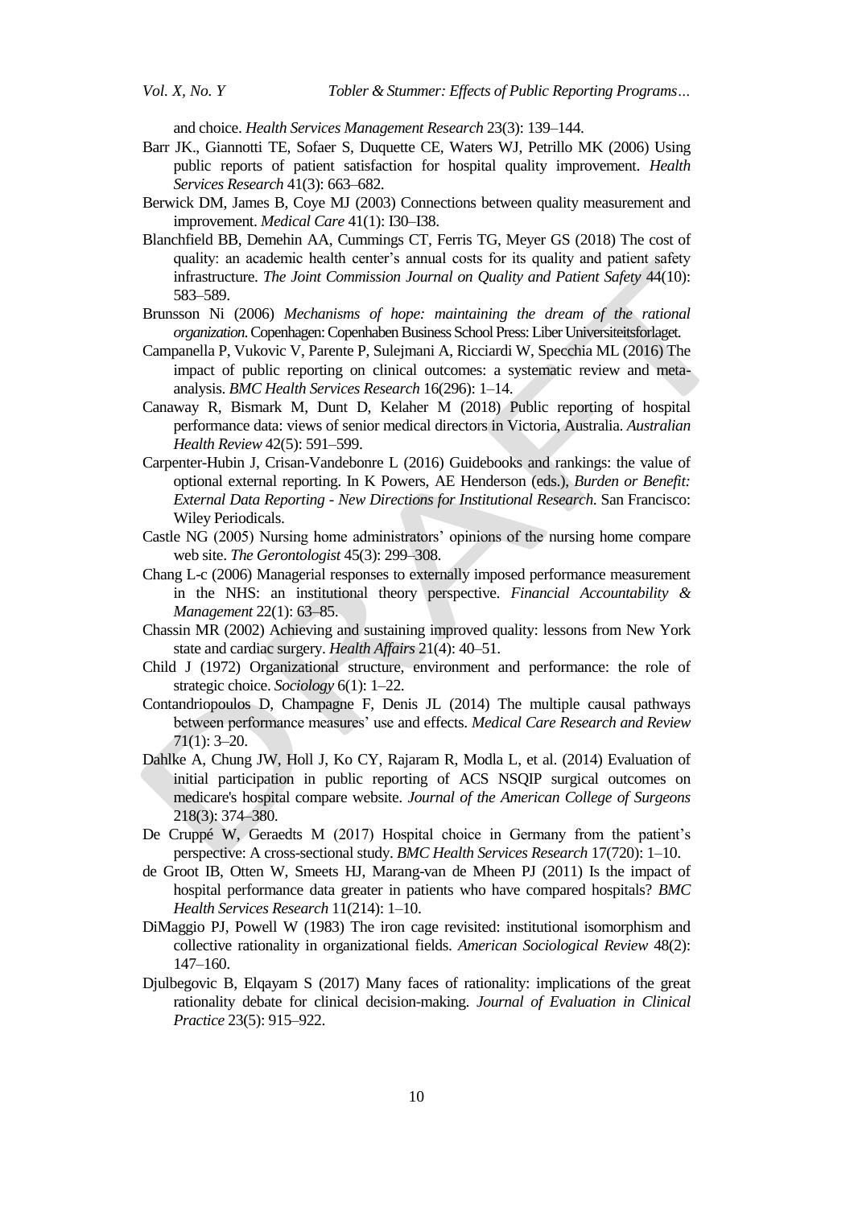and choice. *Health Services Management Research* 23(3): 139–144.

Barr JK., Giannotti TE, Sofaer S, Duquette CE, Waters WJ, Petrillo MK (2006) Using public reports of patient satisfaction for hospital quality improvement. *Health Services Research* 41(3): 663–682.

Berwick DM, James B, Coye MJ (2003) Connections between quality measurement and improvement. *Medical Care* 41(1): I30–I38.

Blanchfield BB, Demehin AA, Cummings CT, Ferris TG, Meyer GS (2018) The cost of quality: an academic health center's annual costs for its quality and patient safety infrastructure. *The Joint Commission Journal on Quality and Patient Safety* 44(10): 583–589.

Brunsson Ni (2006) *Mechanisms of hope: maintaining the dream of the rational organization*. Copenhagen: Copenhaben Business School Press: Liber Universiteitsforlaget.

Campanella P, Vukovic V, Parente P, Sulejmani A, Ricciardi W, Specchia ML (2016) The impact of public reporting on clinical outcomes: a systematic review and meta-analysis. *BMC Health Services Research* 16(296): 1–14.

Canaway R, Bismark M, Dunt D, Kelaher M (2018) Public reporting of hospital performance data: views of senior medical directors in Victoria, Australia. *Australian Health Review* 42(5): 591–599.

Carpenter-Hubin J, Crisan-Vandebonre L (2016) Guidebooks and rankings: the value of optional external reporting. In K Powers, AE Henderson (eds.), *Burden or Benefit: External Data Reporting - New Directions for Institutional Research*. San Francisco: Wiley Periodicals.

Castle NG (2005) Nursing home administrators' opinions of the nursing home compare web site. *The Gerontologist* 45(3): 299–308.

Chang L-c (2006) Managerial responses to externally imposed performance measurement in the NHS: an institutional theory perspective. *Financial Accountability & Management* 22(1): 63–85.

Chassin MR (2002) Achieving and sustaining improved quality: lessons from New York state and cardiac surgery. *Health Affairs* 21(4): 40–51.

Child J (1972) Organizational structure, environment and performance: the role of strategic choice. *Sociology* 6(1): 1–22.

Contandriopoulos D, Champagne F, Denis JL (2014) The multiple causal pathways between performance measures' use and effects. *Medical Care Research and Review* 71(1): 3–20.

Dahlke A, Chung JW, Holl J, Ko CY, Rajaram R, Modla L, et al. (2014) Evaluation of initial participation in public reporting of ACS NSQIP surgical outcomes on medicare's hospital compare website. *Journal of the American College of Surgeons* 218(3): 374–380.

De Cruppé W, Geraedts M (2017) Hospital choice in Germany from the patient's perspective: A cross-sectional study. *BMC Health Services Research* 17(720): 1–10.

de Groot IB, Otten W, Smeets HJ, Marang-van de Mheen PJ (2011) Is the impact of hospital performance data greater in patients who have compared hospitals? *BMC Health Services Research* 11(214): 1–10.

DiMaggio PJ, Powell W (1983) The iron cage revisited: institutional isomorphism and collective rationality in organizational fields. *American Sociological Review* 48(2): 147–160.

Djulbegovic B, Elqayam S (2017) Many faces of rationality: implications of the great rationality debate for clinical decision-making. *Journal of Evaluation in Clinical Practice* 23(5): 915–922.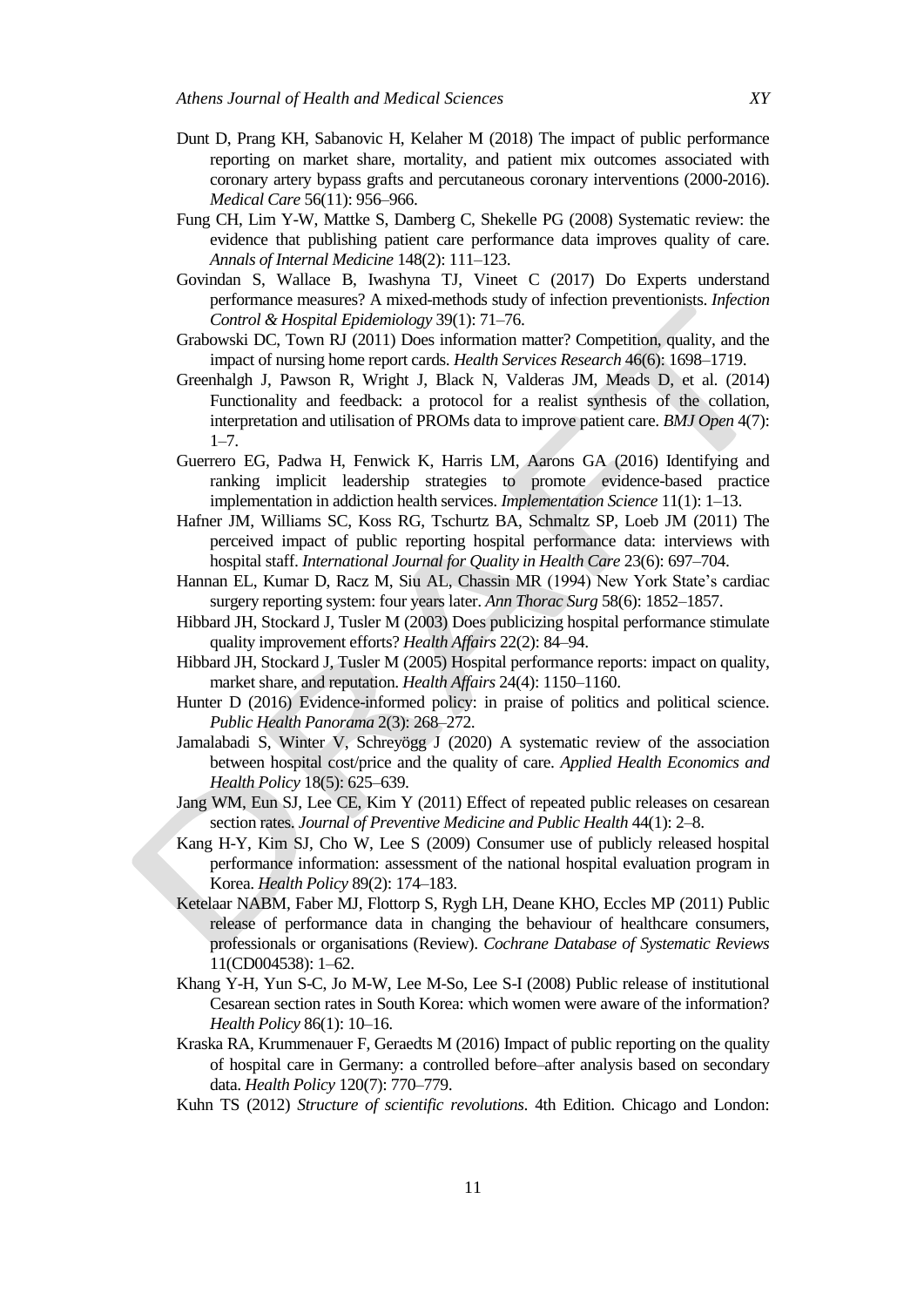Dunt D, Prang KH, Sabanovic H, Kelaher M (2018) The impact of public performance reporting on market share, mortality, and patient mix outcomes associated with coronary artery bypass grafts and percutaneous coronary interventions (2000-2016). *Medical Care* 56(11): 956–966.

Fung CH, Lim Y-W, Mattke S, Damberg C, Shekelle PG (2008) Systematic review: the evidence that publishing patient care performance data improves quality of care. *Annals of Internal Medicine* 148(2): 111–123.

Govindan S, Wallace B, Iwashyna TJ, Vineet C (2017) Do Experts understand performance measures? A mixed-methods study of infection preventionists. *Infection Control & Hospital Epidemiology* 39(1): 71–76.

Grabowski DC, Town RJ (2011) Does information matter? Competition, quality, and the impact of nursing home report cards. *Health Services Research* 46(6): 1698–1719.

Greenhalgh J, Pawson R, Wright J, Black N, Valderas JM, Meads D, et al. (2014) Functionality and feedback: a protocol for a realist synthesis of the collation, interpretation and utilisation of PROMs data to improve patient care. *BMJ Open* 4(7): 1–7.

Guerrero EG, Padwa H, Fenwick K, Harris LM, Aarons GA (2016) Identifying and ranking implicit leadership strategies to promote evidence-based practice implementation in addiction health services. *Implementation Science* 11(1): 1–13.

Hafner JM, Williams SC, Koss RG, Tschurtz BA, Schmaltz SP, Loeb JM (2011) The perceived impact of public reporting hospital performance data: interviews with hospital staff. *International Journal for Quality in Health Care* 23(6): 697–704.

Hannan EL, Kumar D, Racz M, Siu AL, Chassin MR (1994) New York State's cardiac surgery reporting system: four years later. *Ann Thorac Surg* 58(6): 1852–1857.

Hibbard JH, Stockard J, Tusler M (2003) Does publicizing hospital performance stimulate quality improvement efforts? *Health Affairs* 22(2): 84–94.

Hibbard JH, Stockard J, Tusler M (2005) Hospital performance reports: impact on quality, market share, and reputation. *Health Affairs* 24(4): 1150–1160.

Hunter D (2016) Evidence-informed policy: in praise of politics and political science. *Public Health Panorama* 2(3): 268–272.

Jamalabadi S, Winter V, Schreyögg J (2020) A systematic review of the association between hospital cost/price and the quality of care. *Applied Health Economics and Health Policy* 18(5): 625–639.

Jang WM, Eun SJ, Lee CE, Kim Y (2011) Effect of repeated public releases on cesarean section rates. *Journal of Preventive Medicine and Public Health* 44(1): 2–8.

Kang H-Y, Kim SJ, Cho W, Lee S (2009) Consumer use of publicly released hospital performance information: assessment of the national hospital evaluation program in Korea. *Health Policy* 89(2): 174–183.

Ketelaar NABM, Faber MJ, Flottorp S, Rygh LH, Deane KHO, Eccles MP (2011) Public release of performance data in changing the behaviour of healthcare consumers, professionals or organisations (Review). *Cochrane Database of Systematic Reviews* 11(CD004538): 1–62.

Khang Y-H, Yun S-C, Jo M-W, Lee M-So, Lee S-I (2008) Public release of institutional Cesarean section rates in South Korea: which women were aware of the information? *Health Policy* 86(1): 10–16.

Kraska RA, Krummenauer F, Geraedts M (2016) Impact of public reporting on the quality of hospital care in Germany: a controlled before–after analysis based on secondary data. *Health Policy* 120(7): 770–779.

Kuhn TS (2012) *Structure of scientific revolutions*. 4th Edition. Chicago and London: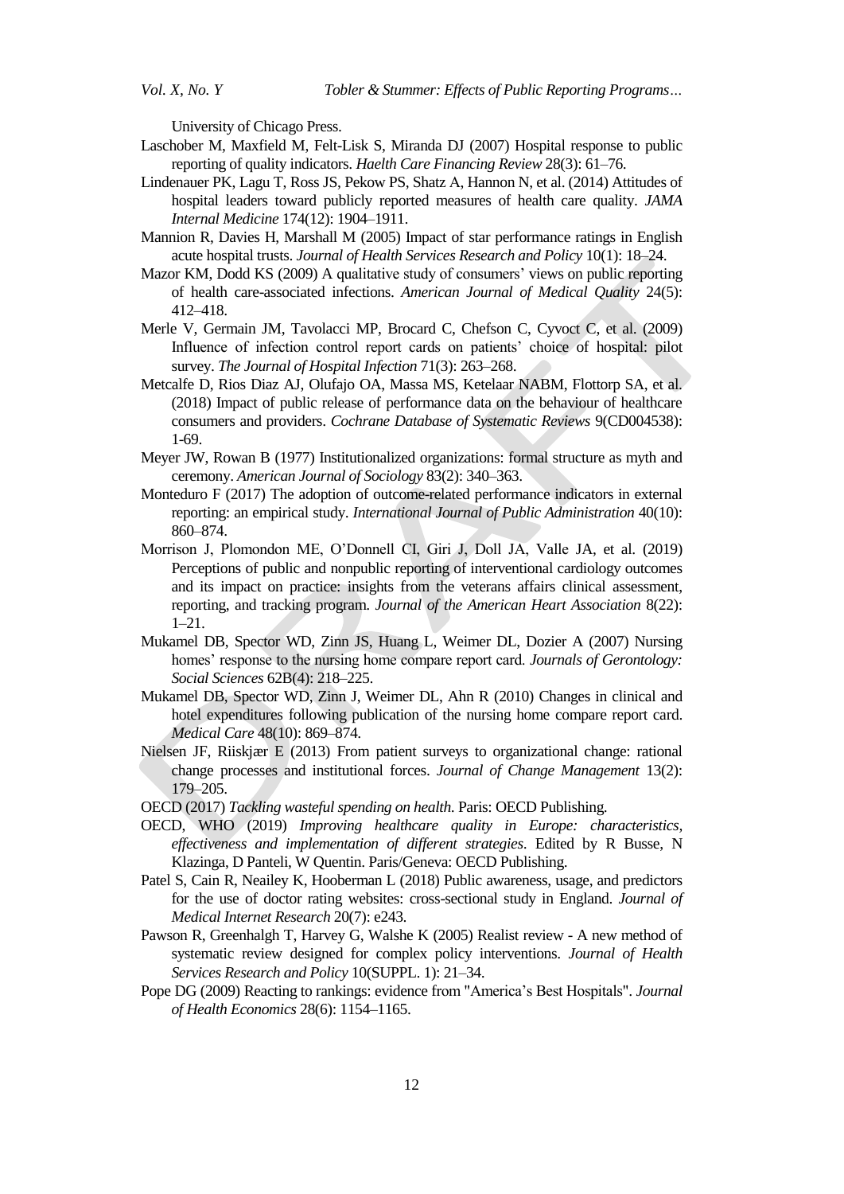University of Chicago Press.

Laschober M, Maxfield M, Felt-Lisk S, Miranda DJ (2007) Hospital response to public reporting of quality indicators. *Haelth Care Financing Review* 28(3): 61–76.

Lindenauer PK, Lagu T, Ross JS, Pekow PS, Shatz A, Hannon N, et al. (2014) Attitudes of hospital leaders toward publicly reported measures of health care quality. *JAMA Internal Medicine* 174(12): 1904–1911.

Mannion R, Davies H, Marshall M (2005) Impact of star performance ratings in English acute hospital trusts. *Journal of Health Services Research and Policy* 10(1): 18–24.

Mazor KM, Dodd KS (2009) A qualitative study of consumers' views on public reporting of health care-associated infections. *American Journal of Medical Quality* 24(5): 412–418.

Merle V, Germain JM, Tavolacci MP, Brocard C, Chefson C, Cyvoct C, et al. (2009) Influence of infection control report cards on patients' choice of hospital: pilot survey. *The Journal of Hospital Infection* 71(3): 263–268.

Metcalfe D, Rios Diaz AJ, Olufajo OA, Massa MS, Ketelaar NABM, Flottorp SA, et al. (2018) Impact of public release of performance data on the behaviour of healthcare consumers and providers. *Cochrane Database of Systematic Reviews* 9(CD004538): 1-69.

Meyer JW, Rowan B (1977) Institutionalized organizations: formal structure as myth and ceremony. *American Journal of Sociology* 83(2): 340–363.

Monteduro F (2017) The adoption of outcome-related performance indicators in external reporting: an empirical study. *International Journal of Public Administration* 40(10): 860–874.

Morrison J, Plomondon ME, O'Donnell CI, Giri J, Doll JA, Valle JA, et al. (2019) Perceptions of public and nonpublic reporting of interventional cardiology outcomes and its impact on practice: insights from the veterans affairs clinical assessment, reporting, and tracking program. *Journal of the American Heart Association* 8(22): 1–21.

Mukamel DB, Spector WD, Zinn JS, Huang L, Weimer DL, Dozier A (2007) Nursing homes' response to the nursing home compare report card. *Journals of Gerontology: Social Sciences* 62B(4): 218–225.

Mukamel DB, Spector WD, Zinn J, Weimer DL, Ahn R (2010) Changes in clinical and hotel expenditures following publication of the nursing home compare report card. *Medical Care* 48(10): 869–874.

Nielsen JF, Riiskjær E (2013) From patient surveys to organizational change: rational change processes and institutional forces. *Journal of Change Management* 13(2): 179–205.

OECD (2017) *Tackling wasteful spending on health*. Paris: OECD Publishing.

OECD, WHO (2019) *Improving healthcare quality in Europe: characteristics, effectiveness and implementation of different strategies*. Edited by R Busse, N Klazinga, D Panteli, W Quentin. Paris/Geneva: OECD Publishing.

Patel S, Cain R, Neailey K, Hooberman L (2018) Public awareness, usage, and predictors for the use of doctor rating websites: cross-sectional study in England. *Journal of Medical Internet Research* 20(7): e243.

Pawson R, Greenhalgh T, Harvey G, Walshe K (2005) Realist review - A new method of systematic review designed for complex policy interventions. *Journal of Health Services Research and Policy* 10(SUPPL. 1): 21–34.

Pope DG (2009) Reacting to rankings: evidence from "America's Best Hospitals". *Journal of Health Economics* 28(6): 1154–1165.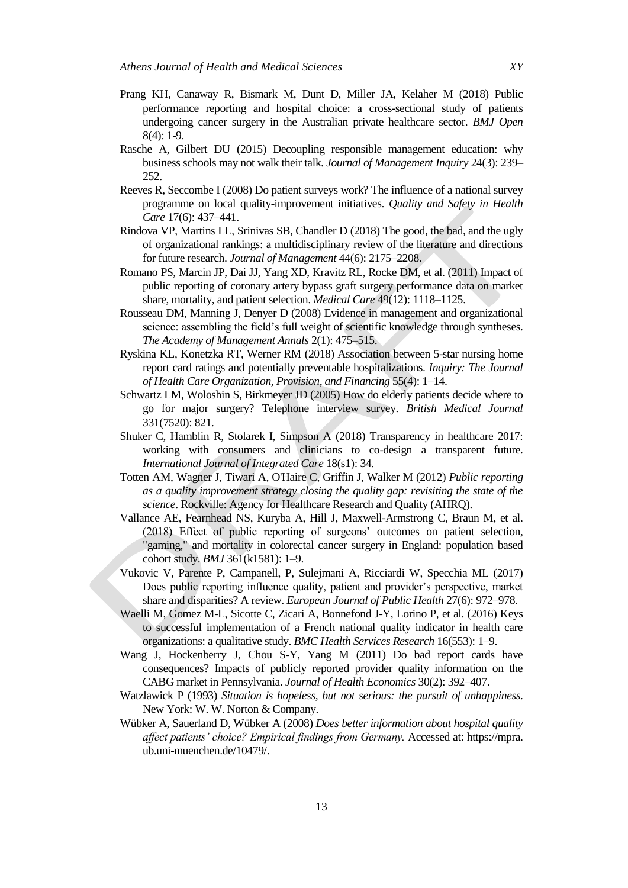Prang KH, Canaway R, Bismark M, Dunt D, Miller JA, Kelaher M (2018) Public performance reporting and hospital choice: a cross-sectional study of patients undergoing cancer surgery in the Australian private healthcare sector. *BMJ Open* 8(4): 1-9.

Rasche A, Gilbert DU (2015) Decoupling responsible management education: why business schools may not walk their talk. *Journal of Management Inquiry* 24(3): 239–252.

Reeves R, Seccombe I (2008) Do patient surveys work? The influence of a national survey programme on local quality-improvement initiatives. *Quality and Safety in Health Care* 17(6): 437–441.

Rindova VP, Martins LL, Srinivas SB, Chandler D (2018) The good, the bad, and the ugly of organizational rankings: a multidisciplinary review of the literature and directions for future research. *Journal of Management* 44(6): 2175–2208.

Romano PS, Marcin JP, Dai JJ, Yang XD, Kravitz RL, Rocke DM, et al. (2011) Impact of public reporting of coronary artery bypass graft surgery performance data on market share, mortality, and patient selection. *Medical Care* 49(12): 1118–1125.

Rousseau DM, Manning J, Denyer D (2008) Evidence in management and organizational science: assembling the field's full weight of scientific knowledge through syntheses. *The Academy of Management Annals* 2(1): 475–515.

Ryskina KL, Konetzka RT, Werner RM (2018) Association between 5-star nursing home report card ratings and potentially preventable hospitalizations. *Inquiry: The Journal of Health Care Organization, Provision, and Financing* 55(4): 1–14.

Schwartz LM, Woloshin S, Birkmeyer JD (2005) How do elderly patients decide where to go for major surgery? Telephone interview survey. *British Medical Journal* 331(7520): 821.

Shuker C, Hamblin R, Stolarek I, Simpson A (2018) Transparency in healthcare 2017: working with consumers and clinicians to co-design a transparent future. *International Journal of Integrated Care* 18(s1): 34.

Totten AM, Wagner J, Tiwari A, O'Haire C, Griffin J, Walker M (2012) *Public reporting as a quality improvement strategy closing the quality gap: revisiting the state of the science*. Rockville: Agency for Healthcare Research and Quality (AHRQ).

Vallance AE, Fearnhead NS, Kuryba A, Hill J, Maxwell-Armstrong C, Braun M, et al. (2018) Effect of public reporting of surgeons' outcomes on patient selection, "gaming," and mortality in colorectal cancer surgery in England: population based cohort study. *BMJ* 361(k1581): 1–9.

Vukovic V, Parente P, Campanell, P, Sulejmani A, Ricciardi W, Specchia ML (2017) Does public reporting influence quality, patient and provider's perspective, market share and disparities? A review. *European Journal of Public Health* 27(6): 972–978.

Waelli M, Gomez M-L, Sicotte C, Zicari A, Bonnefond J-Y, Lorino P, et al. (2016) Keys to successful implementation of a French national quality indicator in health care organizations: a qualitative study. *BMC Health Services Research* 16(553): 1–9.

Wang J, Hockenberry J, Chou S-Y, Yang M (2011) Do bad report cards have consequences? Impacts of publicly reported provider quality information on the CABG market in Pennsylvania. *Journal of Health Economics* 30(2): 392–407.

Watzlawick P (1993) *Situation is hopeless, but not serious: the pursuit of unhappiness*. New York: W. W. Norton & Company.

Wübker A, Sauerland D, Wübker A (2008) *Does better information about hospital quality affect patients' choice? Empirical findings from Germany.* Accessed at: https://mpra.ub.uni-muenchen.de/10479/.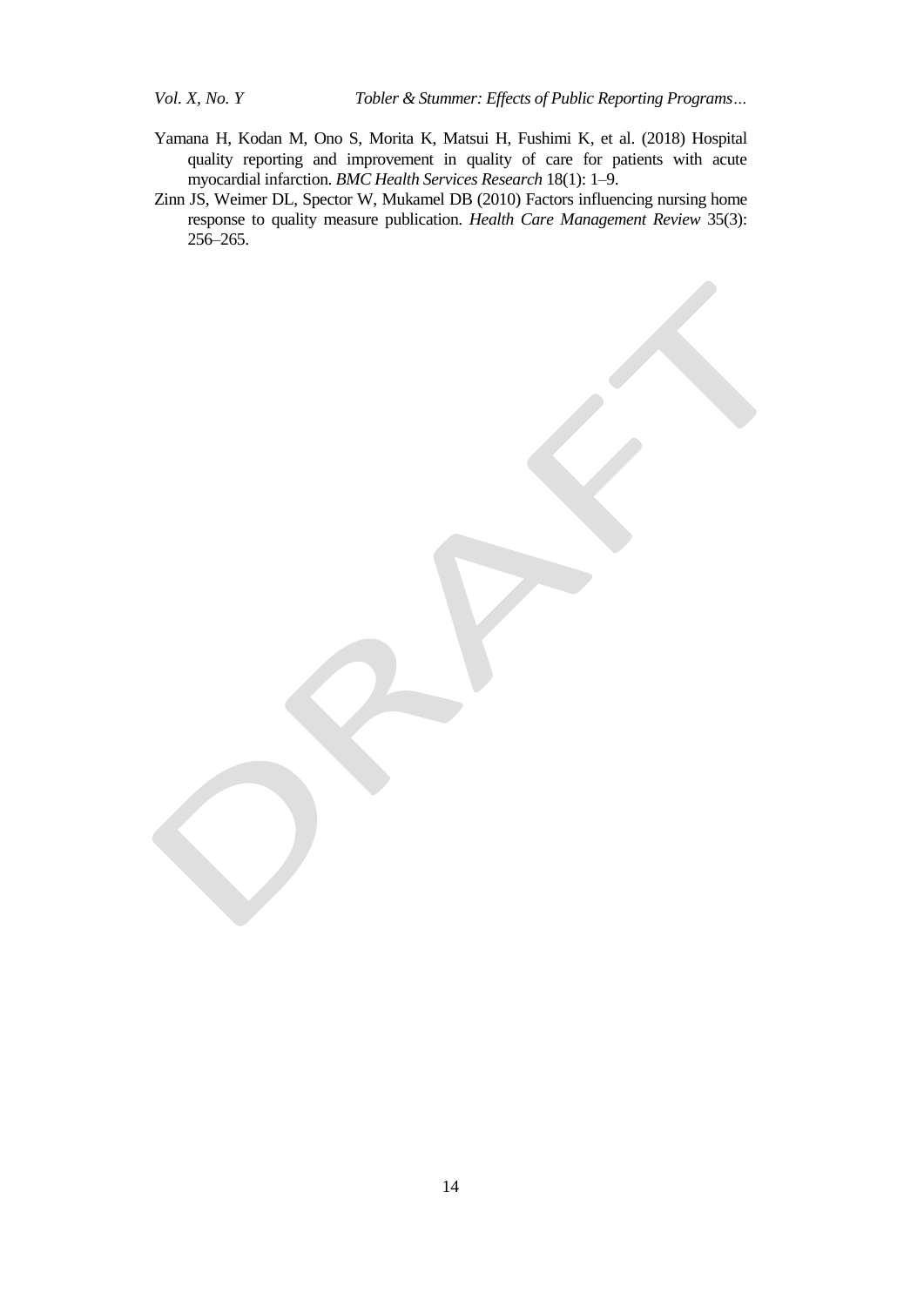Yamana H, Kodan M, Ono S, Morita K, Matsui H, Fushimi K, et al. (2018) Hospital quality reporting and improvement in quality of care for patients with acute myocardial infarction. *BMC Health Services Research* 18(1): 1–9.

Zinn JS, Weimer DL, Spector W, Mukamel DB (2010) Factors influencing nursing home response to quality measure publication. *Health Care Management Review* 35(3): 256–265.